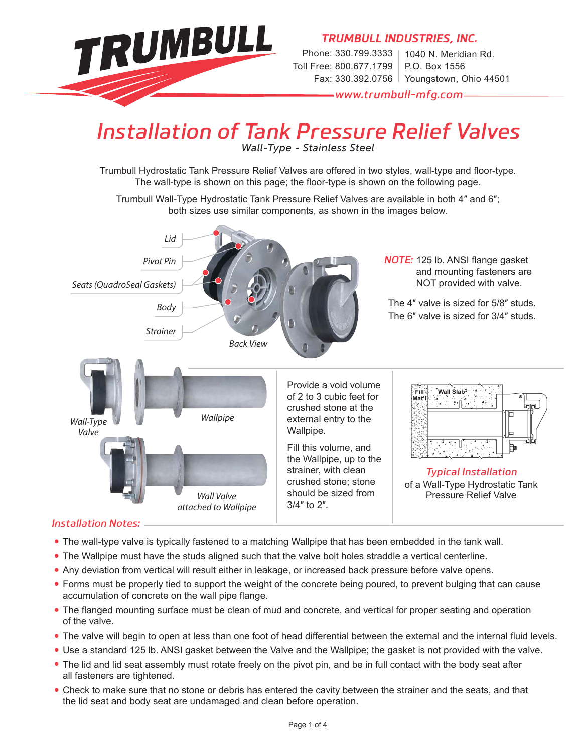# TRUMBULL

**TRUMBULL INDUSTRIES, INC.**

Phone: 330.799.3333
Toll Free: 800.677.1799
Fax: 330.392.0756

1040 N. Meridian Rd.
P.O. Box 1556
Youngstown, Ohio 44501

www.trumbull-mfg.com

# Installation of Tank Pressure Relief Valves

*Wall-Type - Stainless Steel*

Trumbull Hydrostatic Tank Pressure Relief Valves are offered in two styles, wall-type and floor-type. The wall-type is shown on this page; the floor-type is shown on the following page.

Trumbull Wall-Type Hydrostatic Tank Pressure Relief Valves are available in both 4″ and 6″; both sizes use similar components, as shown in the images below.

*Lid*
*Pivot Pin*
*Seats (QuadroSeal Gaskets)*
*Body*
*Strainer*
*Back View*

***NOTE:*** 125 lb. ANSI flange gasket and mounting fasteners are NOT provided with valve.

The 4″ valve is sized for 5/8″ studs.
The 6″ valve is sized for 3/4″ studs.

*Wall-Type Valve*
*Wallpipe*
*Wall Valve attached to Wallpipe*

Provide a void volume of 2 to 3 cubic feet for crushed stone at the external entry to the Wallpipe.

Fill this volume, and the Wallpipe, up to the strainer, with clean crushed stone; stone should be sized from 3/4″ to 2″.

Fill Mat'l
Wall Slab

*Typical Installation*
of a Wall-Type Hydrostatic Tank Pressure Relief Valve

## *Installation Notes:*

- The wall-type valve is typically fastened to a matching Wallpipe that has been embedded in the tank wall.
- The Wallpipe must have the studs aligned such that the valve bolt holes straddle a vertical centerline.
- Any deviation from vertical will result either in leakage, or increased back pressure before valve opens.
- Forms must be properly tied to support the weight of the concrete being poured, to prevent bulging that can cause accumulation of concrete on the wall pipe flange.
- The flanged mounting surface must be clean of mud and concrete, and vertical for proper seating and operation of the valve.
- The valve will begin to open at less than one foot of head differential between the external and the internal fluid levels.
- Use a standard 125 lb. ANSI gasket between the Valve and the Wallpipe; the gasket is not provided with the valve.
- The lid and lid seat assembly must rotate freely on the pivot pin, and be in full contact with the body seat after all fasteners are tightened.
- Check to make sure that no stone or debris has entered the cavity between the strainer and the seats, and that the lid seat and body seat are undamaged and clean before operation.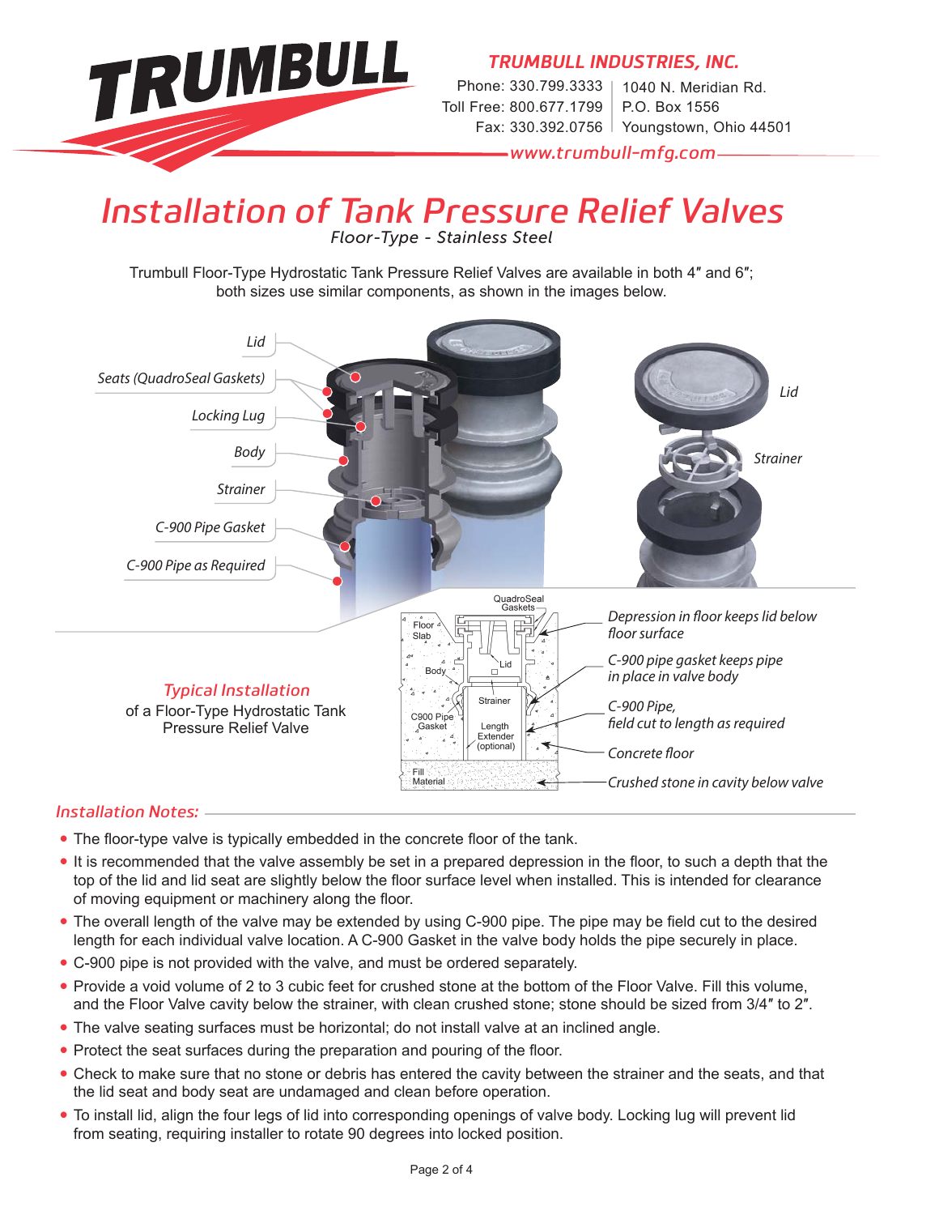# Installation of Tank Pressure Relief Valves

*Floor-Type - Stainless Steel*

Trumbull Floor-Type Hydrostatic Tank Pressure Relief Valves are available in both 4″ and 6″; both sizes use similar components, as shown in the images below.

Lid

Seats (QuadroSeal Gaskets)

Locking Lug

Body

Strainer

C-900 Pipe Gasket

C-900 Pipe as Required

Lid

Strainer

### Typical Installation

of a Floor-Type Hydrostatic Tank Pressure Relief Valve

QuadroSeal Gaskets

Floor Slab

Lid

Body

Strainer

C900 Pipe Gasket

Length Extender (optional)

Fill Material

*Depression in floor keeps lid below floor surface*

*C-900 pipe gasket keeps pipe in place in valve body*

*C-900 Pipe, field cut to length as required*

*Concrete floor*

*Crushed stone in cavity below valve*

## Installation Notes:

- The floor-type valve is typically embedded in the concrete floor of the tank.
- It is recommended that the valve assembly be set in a prepared depression in the floor, to such a depth that the top of the lid and lid seat are slightly below the floor surface level when installed. This is intended for clearance of moving equipment or machinery along the floor.
- The overall length of the valve may be extended by using C-900 pipe. The pipe may be field cut to the desired length for each individual valve location. A C-900 Gasket in the valve body holds the pipe securely in place.
- C-900 pipe is not provided with the valve, and must be ordered separately.
- Provide a void volume of 2 to 3 cubic feet for crushed stone at the bottom of the Floor Valve. Fill this volume, and the Floor Valve cavity below the strainer, with clean crushed stone; stone should be sized from 3/4″ to 2″.
- The valve seating surfaces must be horizontal; do not install valve at an inclined angle.
- Protect the seat surfaces during the preparation and pouring of the floor.
- Check to make sure that no stone or debris has entered the cavity between the strainer and the seats, and that the lid seat and body seat are undamaged and clean before operation.
- To install lid, align the four legs of lid into corresponding openings of valve body. Locking lug will prevent lid from seating, requiring installer to rotate 90 degrees into locked position.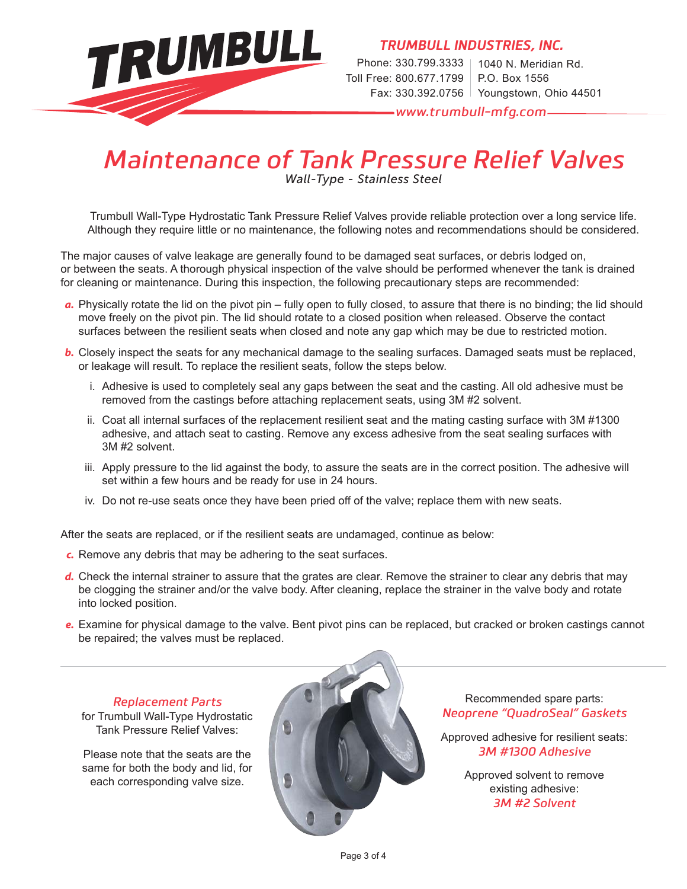TRUMBULL

*TRUMBULL INDUSTRIES, INC.*

Phone: 330.799.3333
Toll Free: 800.677.1799
Fax: 330.392.0756

1040 N. Meridian Rd.
P.O. Box 1556
Youngstown, Ohio 44501

*www.trumbull-mfg.com*

# *Maintenance of Tank Pressure Relief Valves*

*Wall-Type - Stainless Steel*

Trumbull Wall-Type Hydrostatic Tank Pressure Relief Valves provide reliable protection over a long service life. Although they require little or no maintenance, the following notes and recommendations should be considered.

The major causes of valve leakage are generally found to be damaged seat surfaces, or debris lodged on, or between the seats. A thorough physical inspection of the valve should be performed whenever the tank is drained for cleaning or maintenance. During this inspection, the following precautionary steps are recommended:

***a.*** Physically rotate the lid on the pivot pin – fully open to fully closed, to assure that there is no binding; the lid should move freely on the pivot pin. The lid should rotate to a closed position when released. Observe the contact surfaces between the resilient seats when closed and note any gap which may be due to restricted motion.

***b.*** Closely inspect the seats for any mechanical damage to the sealing surfaces. Damaged seats must be replaced, or leakage will result. To replace the resilient seats, follow the steps below.

   i. Adhesive is used to completely seal any gaps between the seat and the casting. All old adhesive must be removed from the castings before attaching replacement seats, using 3M #2 solvent.

   ii. Coat all internal surfaces of the replacement resilient seat and the mating casting surface with 3M #1300 adhesive, and attach seat to casting. Remove any excess adhesive from the seat sealing surfaces with 3M #2 solvent.

   iii. Apply pressure to the lid against the body, to assure the seats are in the correct position. The adhesive will set within a few hours and be ready for use in 24 hours.

   iv. Do not re-use seats once they have been pried off of the valve; replace them with new seats.

After the seats are replaced, or if the resilient seats are undamaged, continue as below:

***c.*** Remove any debris that may be adhering to the seat surfaces.

***d.*** Check the internal strainer to assure that the grates are clear. Remove the strainer to clear any debris that may be clogging the strainer and/or the valve body. After cleaning, replace the strainer in the valve body and rotate into locked position.

***e.*** Examine for physical damage to the valve. Bent pivot pins can be replaced, but cracked or broken castings cannot be repaired; the valves must be replaced.

---

*Replacement Parts*
for Trumbull Wall-Type Hydrostatic Tank Pressure Relief Valves:

Please note that the seats are the same for both the body and lid, for each corresponding valve size.

Recommended spare parts:
*Neoprene "QuadroSeal" Gaskets*

Approved adhesive for resilient seats:
*3M #1300 Adhesive*

Approved solvent to remove existing adhesive:
*3M #2 Solvent*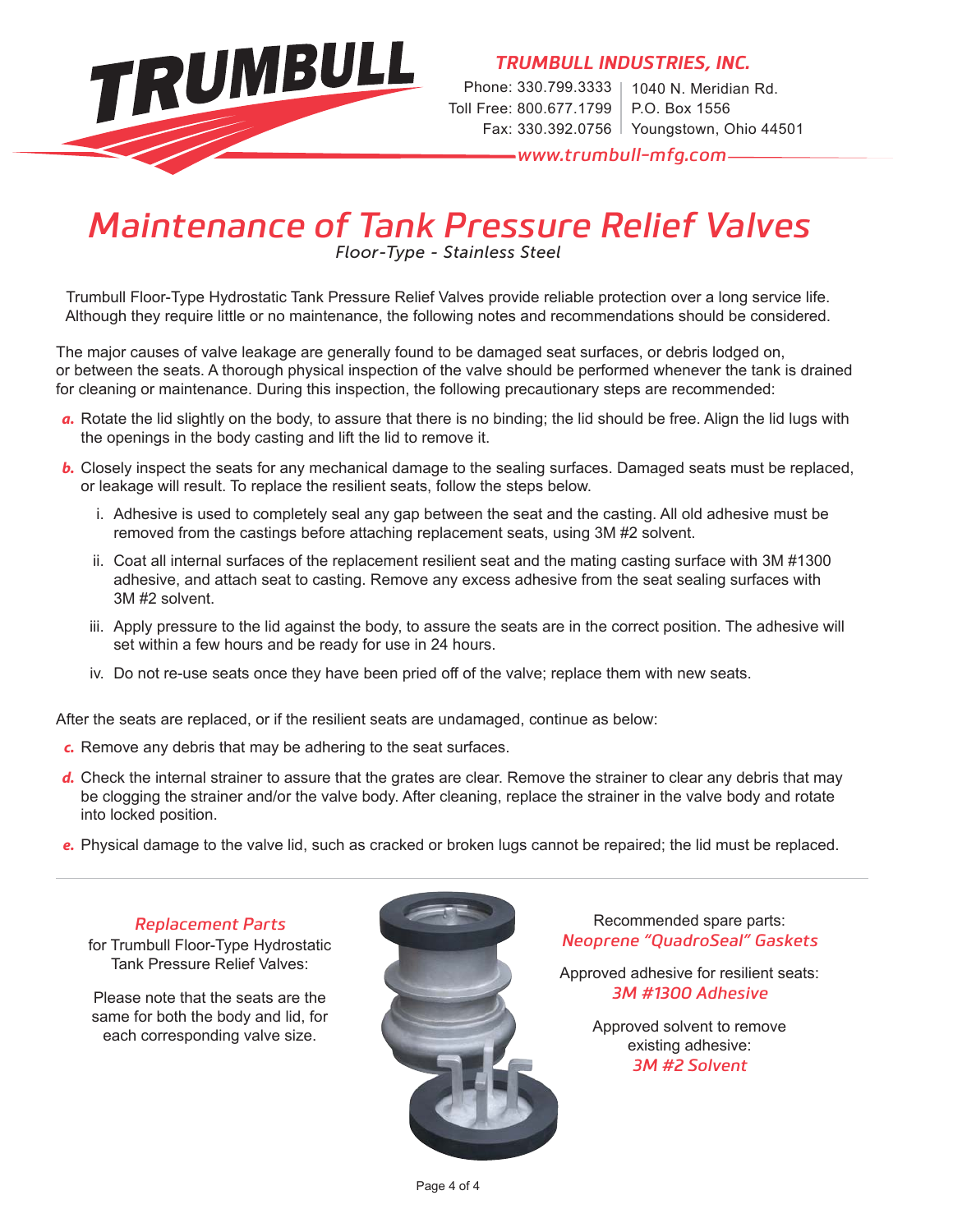# Maintenance of Tank Pressure Relief Valves

*Floor-Type - Stainless Steel*

Trumbull Floor-Type Hydrostatic Tank Pressure Relief Valves provide reliable protection over a long service life. Although they require little or no maintenance, the following notes and recommendations should be considered.

The major causes of valve leakage are generally found to be damaged seat surfaces, or debris lodged on, or between the seats. A thorough physical inspection of the valve should be performed whenever the tank is drained for cleaning or maintenance. During this inspection, the following precautionary steps are recommended:

***a.*** Rotate the lid slightly on the body, to assure that there is no binding; the lid should be free. Align the lid lugs with the openings in the body casting and lift the lid to remove it.

***b.*** Closely inspect the seats for any mechanical damage to the sealing surfaces. Damaged seats must be replaced, or leakage will result. To replace the resilient seats, follow the steps below.

i. Adhesive is used to completely seal any gap between the seat and the casting. All old adhesive must be removed from the castings before attaching replacement seats, using 3M #2 solvent.

ii. Coat all internal surfaces of the replacement resilient seat and the mating casting surface with 3M #1300 adhesive, and attach seat to casting. Remove any excess adhesive from the seat sealing surfaces with 3M #2 solvent.

iii. Apply pressure to the lid against the body, to assure the seats are in the correct position. The adhesive will set within a few hours and be ready for use in 24 hours.

iv. Do not re-use seats once they have been pried off of the valve; replace them with new seats.

After the seats are replaced, or if the resilient seats are undamaged, continue as below:

***c.*** Remove any debris that may be adhering to the seat surfaces.

***d.*** Check the internal strainer to assure that the grates are clear. Remove the strainer to clear any debris that may be clogging the strainer and/or the valve body. After cleaning, replace the strainer in the valve body and rotate into locked position.

***e.*** Physical damage to the valve lid, such as cracked or broken lugs cannot be repaired; the lid must be replaced.

---

*Replacement Parts*
for Trumbull Floor-Type Hydrostatic Tank Pressure Relief Valves:

Please note that the seats are the same for both the body and lid, for each corresponding valve size.

Recommended spare parts:
*Neoprene "QuadroSeal" Gaskets*

Approved adhesive for resilient seats:
*3M #1300 Adhesive*

Approved solvent to remove existing adhesive:
*3M #2 Solvent*